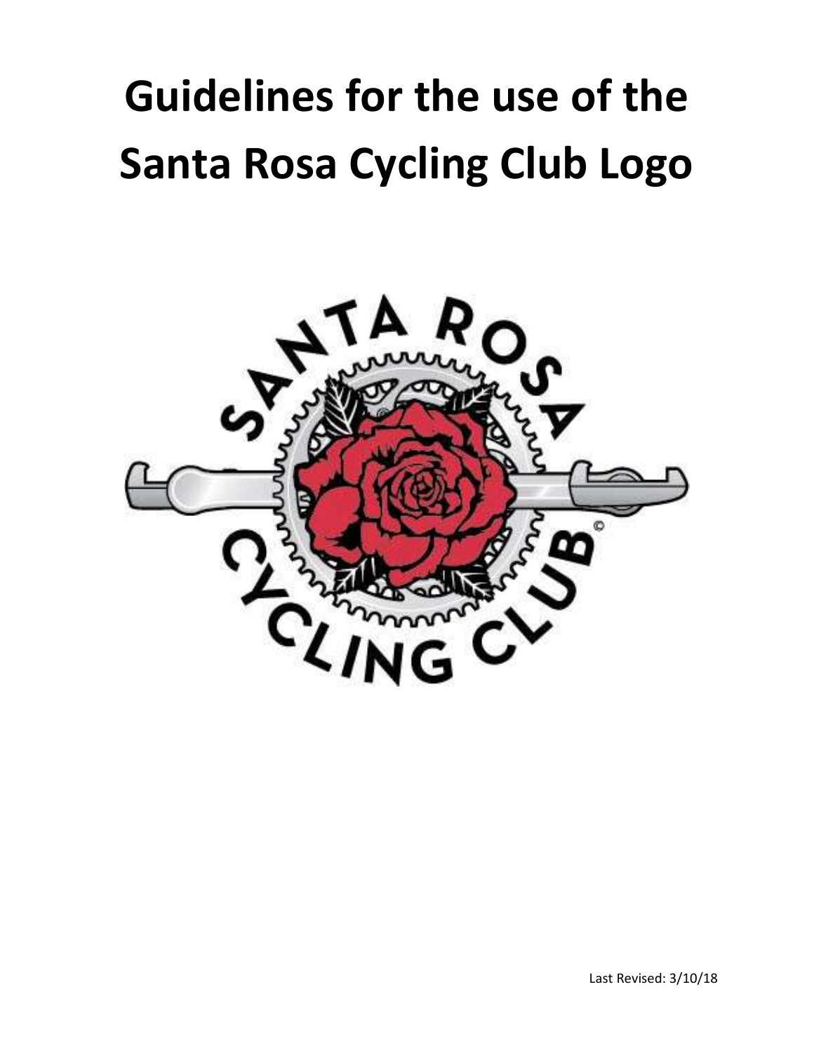# Guidelines for the use of the Santa Rosa Cycling Club Logo

Last Revised: 3/10/18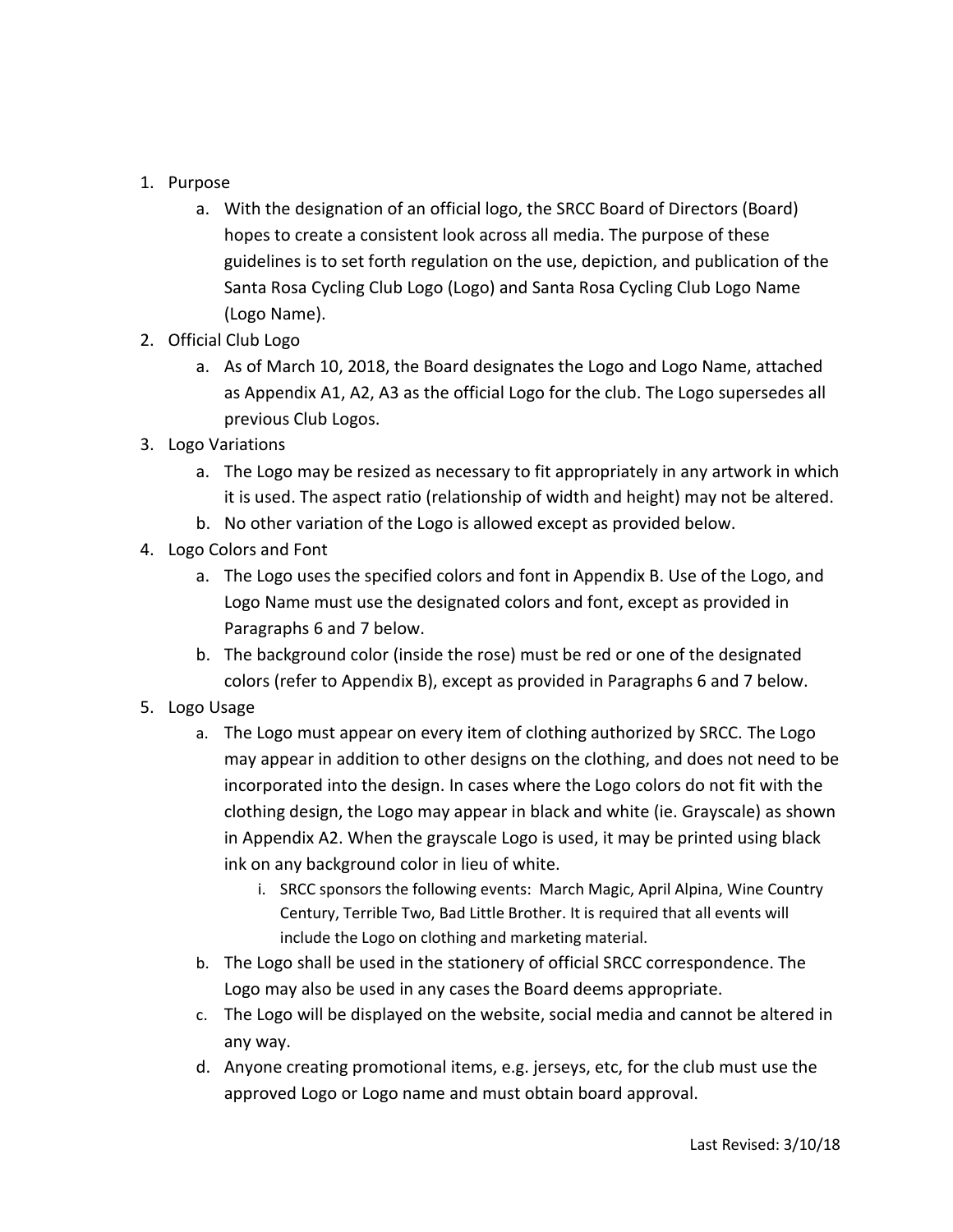1. Purpose
    a. With the designation of an official logo, the SRCC Board of Directors (Board) hopes to create a consistent look across all media. The purpose of these guidelines is to set forth regulation on the use, depiction, and publication of the Santa Rosa Cycling Club Logo (Logo) and Santa Rosa Cycling Club Logo Name (Logo Name).
2. Official Club Logo
    a. As of March 10, 2018, the Board designates the Logo and Logo Name, attached as Appendix A1, A2, A3 as the official Logo for the club. The Logo supersedes all previous Club Logos.
3. Logo Variations
    a. The Logo may be resized as necessary to fit appropriately in any artwork in which it is used. The aspect ratio (relationship of width and height) may not be altered.
    b. No other variation of the Logo is allowed except as provided below.
4. Logo Colors and Font
    a. The Logo uses the specified colors and font in Appendix B. Use of the Logo, and Logo Name must use the designated colors and font, except as provided in Paragraphs 6 and 7 below.
    b. The background color (inside the rose) must be red or one of the designated colors (refer to Appendix B), except as provided in Paragraphs 6 and 7 below.
5. Logo Usage
    a. The Logo must appear on every item of clothing authorized by SRCC. The Logo may appear in addition to other designs on the clothing, and does not need to be incorporated into the design. In cases where the Logo colors do not fit with the clothing design, the Logo may appear in black and white (ie. Grayscale) as shown in Appendix A2. When the grayscale Logo is used, it may be printed using black ink on any background color in lieu of white.
        i. SRCC sponsors the following events: March Magic, April Alpina, Wine Country Century, Terrible Two, Bad Little Brother. It is required that all events will include the Logo on clothing and marketing material.
    b. The Logo shall be used in the stationery of official SRCC correspondence. The Logo may also be used in any cases the Board deems appropriate.
    c. The Logo will be displayed on the website, social media and cannot be altered in any way.
    d. Anyone creating promotional items, e.g. jerseys, etc, for the club must use the approved Logo or Logo name and must obtain board approval.

Last Revised: 3/10/18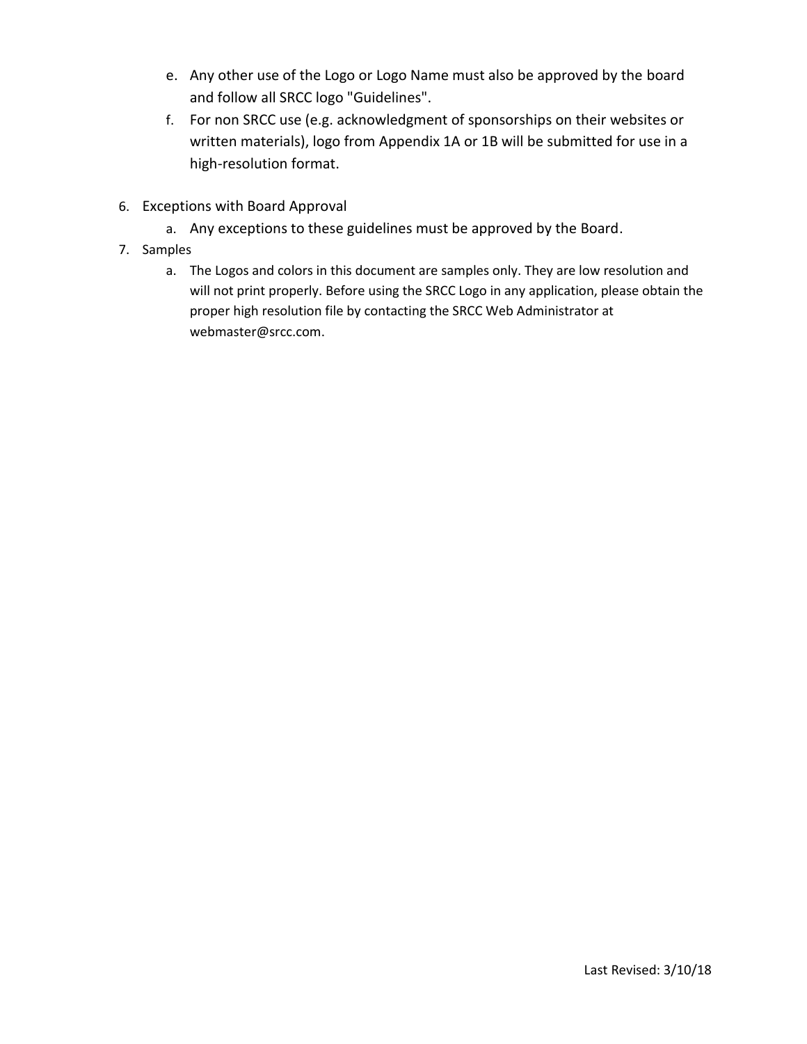e. Any other use of the Logo or Logo Name must also be approved by the board and follow all SRCC logo "Guidelines".

f. For non SRCC use (e.g. acknowledgment of sponsorships on their websites or written materials), logo from Appendix 1A or 1B will be submitted for use in a high-resolution format.

6. Exceptions with Board Approval
   a. Any exceptions to these guidelines must be approved by the Board.
7. Samples
   a. The Logos and colors in this document are samples only. They are low resolution and will not print properly. Before using the SRCC Logo in any application, please obtain the proper high resolution file by contacting the SRCC Web Administrator at webmaster@srcc.com.

Last Revised: 3/10/18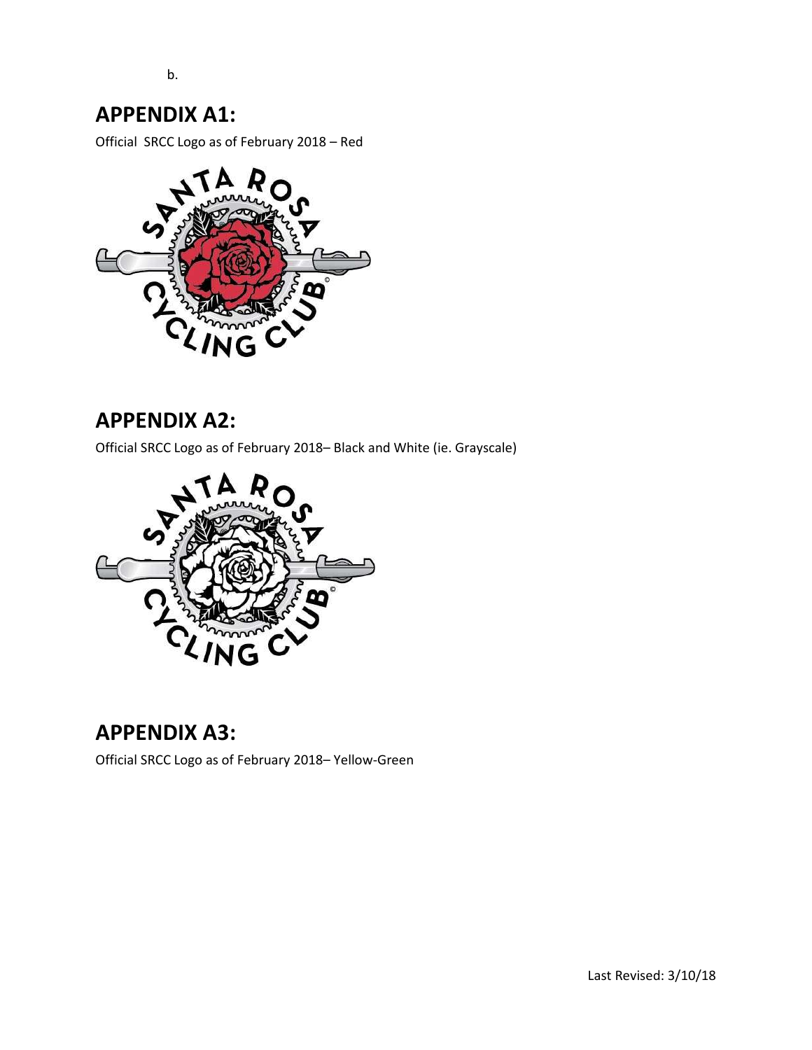b.

## APPENDIX A1:

Official  SRCC Logo as of February 2018 – Red

## APPENDIX A2:

Official SRCC Logo as of February 2018– Black and White (ie. Grayscale)

## APPENDIX A3:

Official SRCC Logo as of February 2018– Yellow-Green

Last Revised: 3/10/18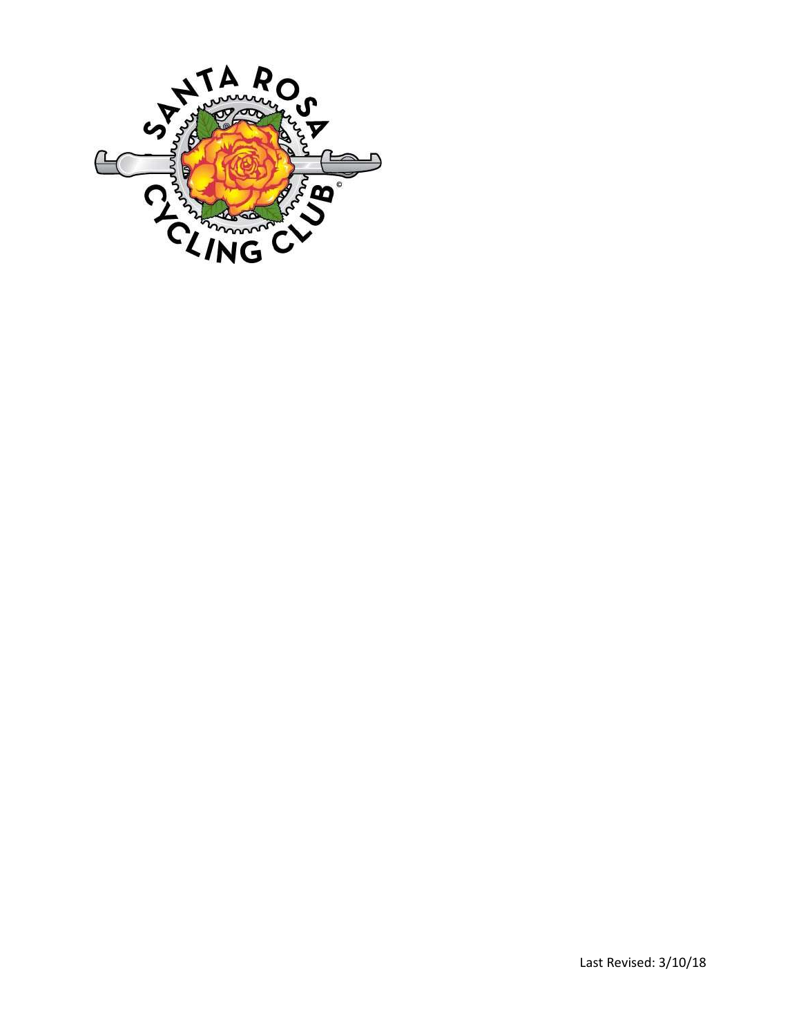Last Revised: 3/10/18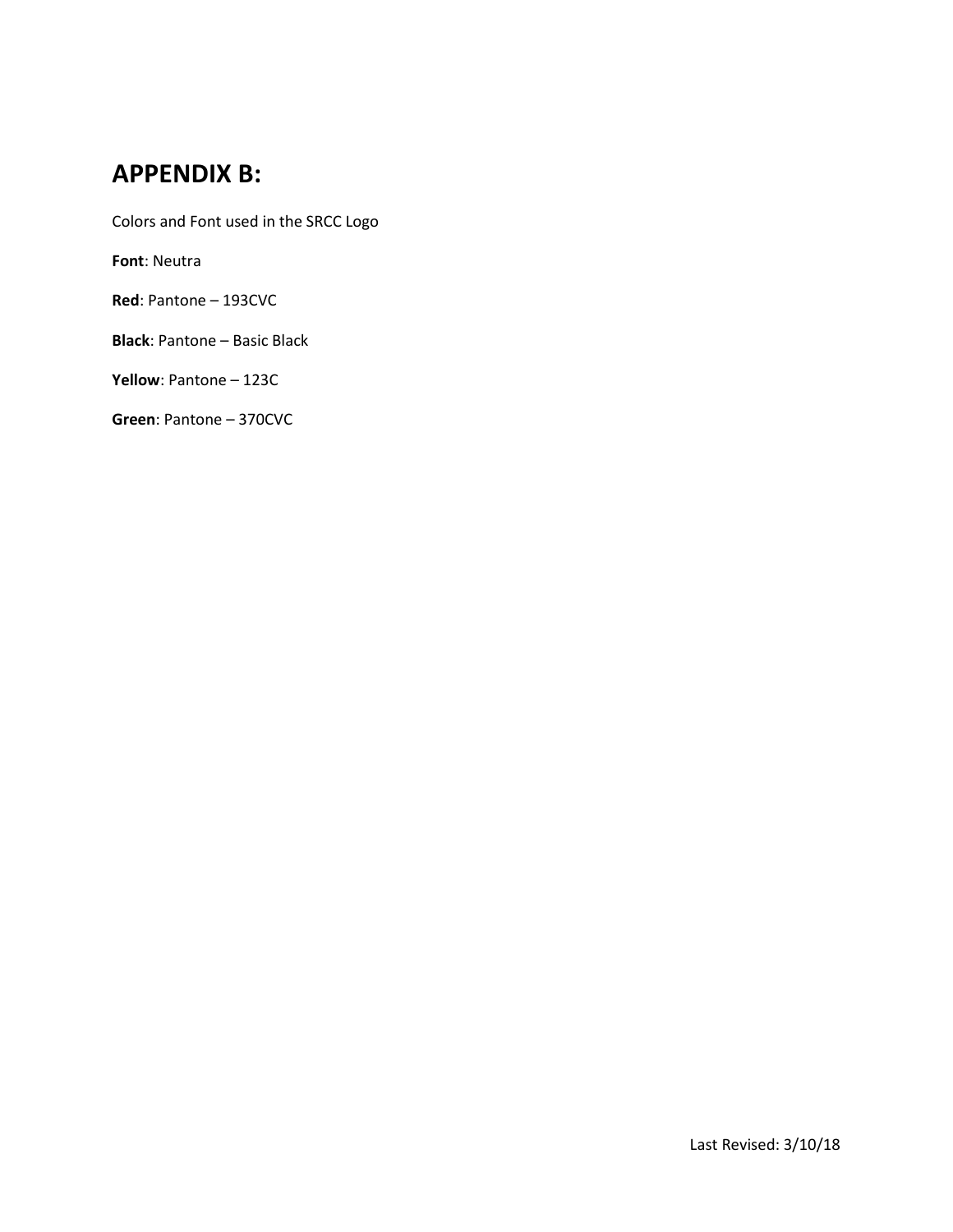# APPENDIX B:

Colors and Font used in the SRCC Logo

**Font**: Neutra

**Red**: Pantone – 193CVC

**Black**: Pantone – Basic Black

**Yellow**: Pantone – 123C

**Green**: Pantone – 370CVC

Last Revised: 3/10/18